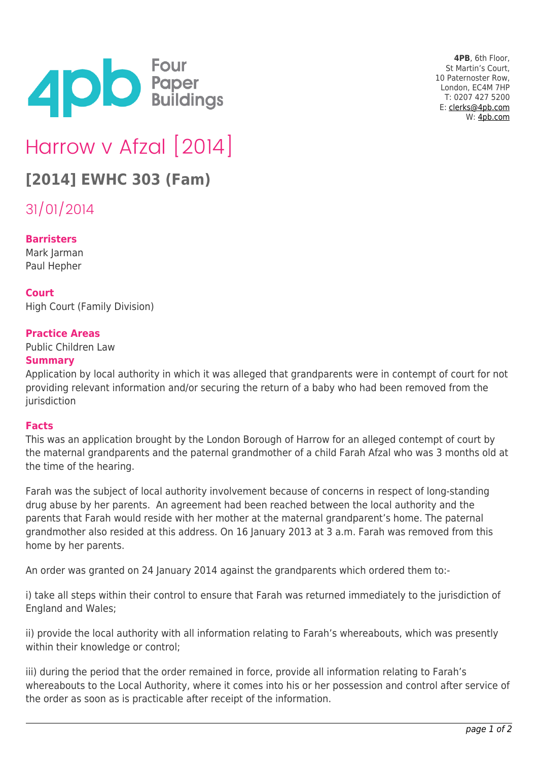4PB, 6th Floor,
St Martin's Court,
10 Paternoster Row,
London, EC4M 7HP
T: 0207 427 5200
E: clerks@4pb.com
W: 4pb.com

# Harrow v Afzal [2014]

## [2014] EWHC 303 (Fam)

31/01/2014

**Barristers**
Mark Jarman
Paul Hepher

**Court**
High Court (Family Division)

**Practice Areas**
Public Children Law

**Summary**
Application by local authority in which it was alleged that grandparents were in contempt of court for not providing relevant information and/or securing the return of a baby who had been removed from the jurisdiction

**Facts**
This was an application brought by the London Borough of Harrow for an alleged contempt of court by the maternal grandparents and the paternal grandmother of a child Farah Afzal who was 3 months old at the time of the hearing.

Farah was the subject of local authority involvement because of concerns in respect of long-standing drug abuse by her parents. An agreement had been reached between the local authority and the parents that Farah would reside with her mother at the maternal grandparent's home. The paternal grandmother also resided at this address. On 16 January 2013 at 3 a.m. Farah was removed from this home by her parents.

An order was granted on 24 January 2014 against the grandparents which ordered them to:-

i) take all steps within their control to ensure that Farah was returned immediately to the jurisdiction of England and Wales;

ii) provide the local authority with all information relating to Farah's whereabouts, which was presently within their knowledge or control;

iii) during the period that the order remained in force, provide all information relating to Farah's whereabouts to the Local Authority, where it comes into his or her possession and control after service of the order as soon as is practicable after receipt of the information.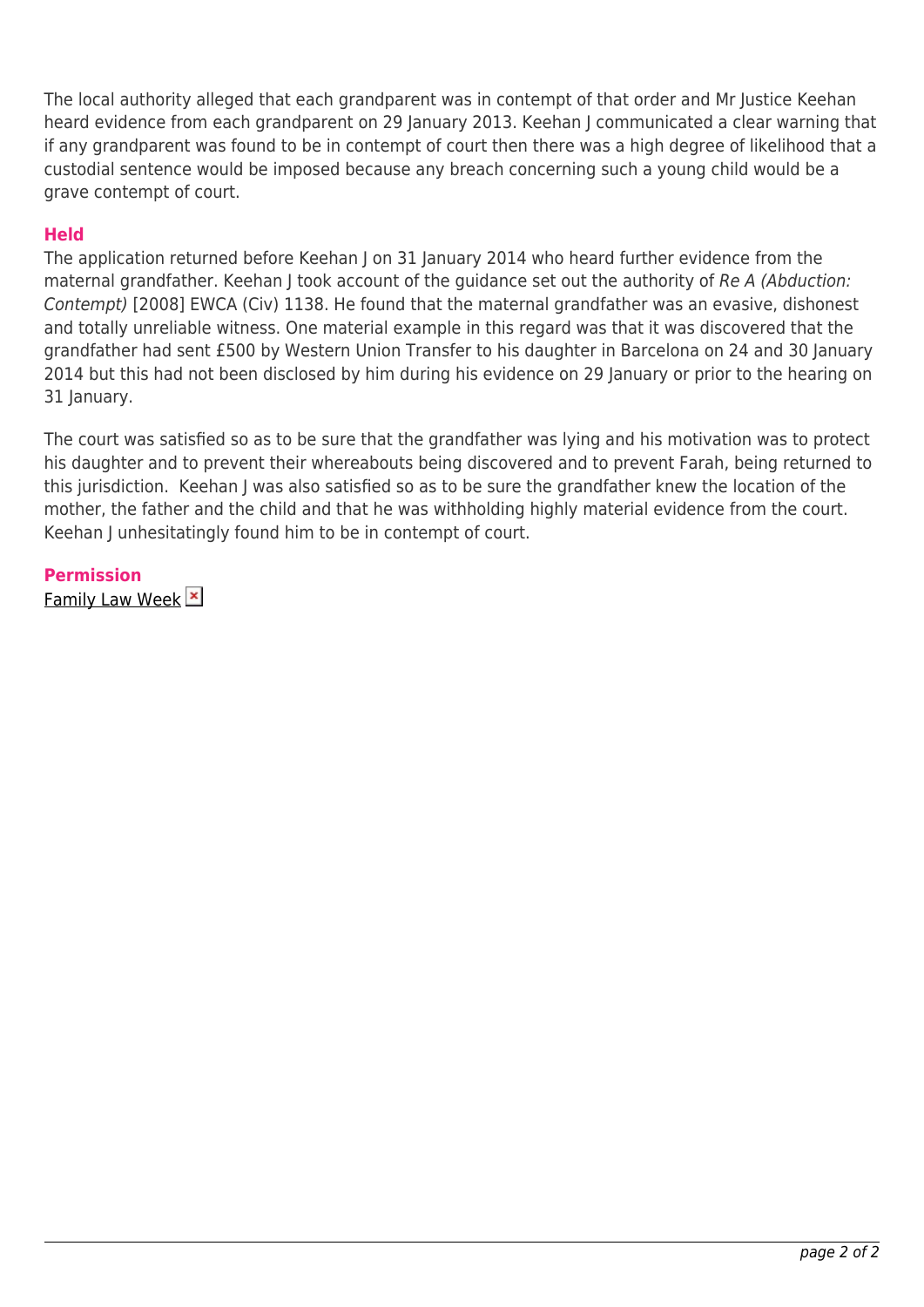The local authority alleged that each grandparent was in contempt of that order and Mr Justice Keehan heard evidence from each grandparent on 29 January 2013. Keehan J communicated a clear warning that if any grandparent was found to be in contempt of court then there was a high degree of likelihood that a custodial sentence would be imposed because any breach concerning such a young child would be a grave contempt of court.

## Held

The application returned before Keehan J on 31 January 2014 who heard further evidence from the maternal grandfather. Keehan J took account of the guidance set out the authority of *Re A (Abduction: Contempt)* [2008] EWCA (Civ) 1138. He found that the maternal grandfather was an evasive, dishonest and totally unreliable witness. One material example in this regard was that it was discovered that the grandfather had sent £500 by Western Union Transfer to his daughter in Barcelona on 24 and 30 January 2014 but this had not been disclosed by him during his evidence on 29 January or prior to the hearing on 31 January.

The court was satisfied so as to be sure that the grandfather was lying and his motivation was to protect his daughter and to prevent their whereabouts being discovered and to prevent Farah, being returned to this jurisdiction. Keehan J was also satisfied so as to be sure the grandfather knew the location of the mother, the father and the child and that he was withholding highly material evidence from the court. Keehan J unhesitatingly found him to be in contempt of court.

## Permission

Family Law Week